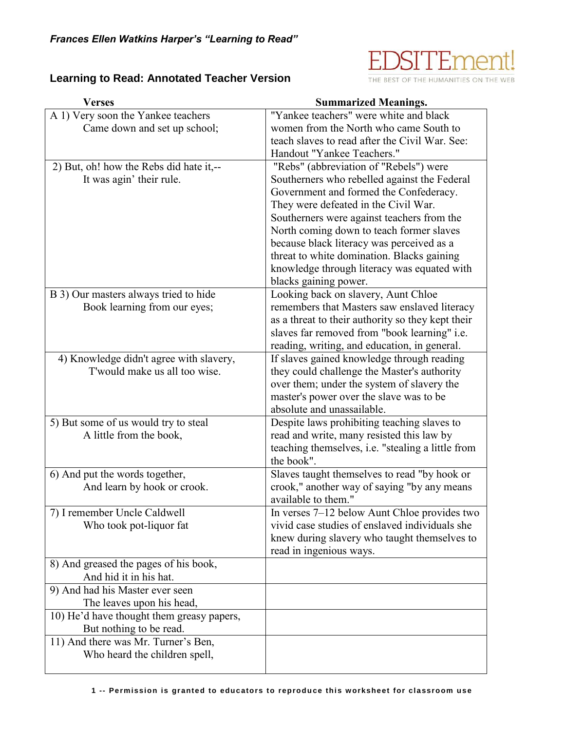*Frances Ellen Watkins Harper's "Learning to Read"*

## Learning to Read: Annotated Teacher Version

EDSITEment!
THE BEST OF THE HUMANITIES ON THE WEB

| Verses | Summarized Meanings. |
|---|---|
| A 1) Very soon the Yankee teachers<br>Came down and set up school; | "Yankee teachers" were white and black women from the North who came South to teach slaves to read after the Civil War. See: Handout "Yankee Teachers." |
| 2) But, oh! how the Rebs did hate it,--<br>It was agin' their rule. | "Rebs" (abbreviation of "Rebels") were Southerners who rebelled against the Federal Government and formed the Confederacy. They were defeated in the Civil War. Southerners were against teachers from the North coming down to teach former slaves because black literacy was perceived as a threat to white domination. Blacks gaining knowledge through literacy was equated with blacks gaining power. |
| B 3) Our masters always tried to hide<br>Book learning from our eyes; | Looking back on slavery, Aunt Chloe remembers that Masters saw enslaved literacy as a threat to their authority so they kept their slaves far removed from "book learning" i.e. reading, writing, and education, in general. |
| 4) Knowledge didn't agree with slavery,<br>T'would make us all too wise. | If slaves gained knowledge through reading they could challenge the Master's authority over them; under the system of slavery the master's power over the slave was to be absolute and unassailable. |
| 5) But some of us would try to steal<br>A little from the book, | Despite laws prohibiting teaching slaves to read and write, many resisted this law by teaching themselves, i.e. "stealing a little from the book". |
| 6) And put the words together,<br>And learn by hook or crook. | Slaves taught themselves to read "by hook or crook," another way of saying "by any means available to them." |
| 7) I remember Uncle Caldwell<br>Who took pot-liquor fat | In verses 7–12 below Aunt Chloe provides two vivid case studies of enslaved individuals she knew during slavery who taught themselves to read in ingenious ways. |
| 8) And greased the pages of his book,<br>And hid it in his hat. | |
| 9) And had his Master ever seen<br>The leaves upon his head, | |
| 10) He'd have thought them greasy papers,<br>But nothing to be read. | |
| 11) And there was Mr. Turner's Ben,<br>Who heard the children spell, | |

**1 -- Permission is granted to educators to reproduce this worksheet for classroom use**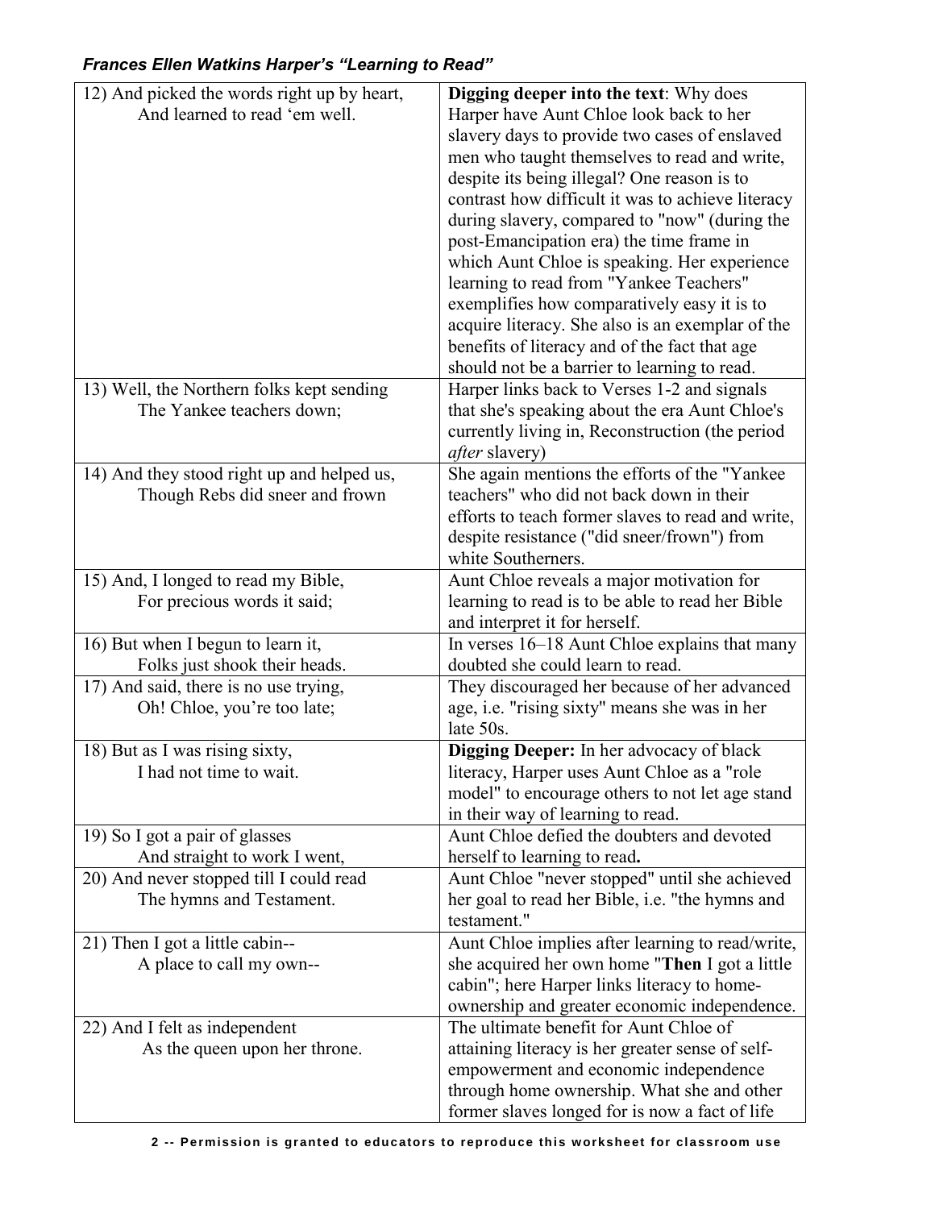***Frances Ellen Watkins Harper's "Learning to Read"***

| | |
|---|---|
| 12) And picked the words right up by heart,<br>And learned to read 'em well. | **Digging deeper into the text**: Why does Harper have Aunt Chloe look back to her slavery days to provide two cases of enslaved men who taught themselves to read and write, despite its being illegal? One reason is to contrast how difficult it was to achieve literacy during slavery, compared to "now" (during the post-Emancipation era) the time frame in which Aunt Chloe is speaking. Her experience learning to read from "Yankee Teachers" exemplifies how comparatively easy it is to acquire literacy. She also is an exemplar of the benefits of literacy and of the fact that age should not be a barrier to learning to read. |
| 13) Well, the Northern folks kept sending<br>The Yankee teachers down; | Harper links back to Verses 1-2 and signals that she's speaking about the era Aunt Chloe's currently living in, Reconstruction (the period *after* slavery) |
| 14) And they stood right up and helped us,<br>Though Rebs did sneer and frown | She again mentions the efforts of the "Yankee teachers" who did not back down in their efforts to teach former slaves to read and write, despite resistance ("did sneer/frown") from white Southerners. |
| 15) And, I longed to read my Bible,<br>For precious words it said; | Aunt Chloe reveals a major motivation for learning to read is to be able to read her Bible and interpret it for herself. |
| 16) But when I begun to learn it,<br>Folks just shook their heads. | In verses 16–18 Aunt Chloe explains that many doubted she could learn to read. |
| 17) And said, there is no use trying,<br>Oh! Chloe, you're too late; | They discouraged her because of her advanced age, i.e. "rising sixty" means she was in her late 50s. |
| 18) But as I was rising sixty,<br>I had not time to wait. | **Digging Deeper:** In her advocacy of black literacy, Harper uses Aunt Chloe as a "role model" to encourage others to not let age stand in their way of learning to read. |
| 19) So I got a pair of glasses<br>And straight to work I went, | Aunt Chloe defied the doubters and devoted herself to learning to read**.** |
| 20) And never stopped till I could read<br>The hymns and Testament. | Aunt Chloe "never stopped" until she achieved her goal to read her Bible, i.e. "the hymns and testament." |
| 21) Then I got a little cabin--<br>A place to call my own-- | Aunt Chloe implies after learning to read/write, she acquired her own home "**Then** I got a little cabin"; here Harper links literacy to home-ownership and greater economic independence. |
| 22) And I felt as independent<br>As the queen upon her throne. | The ultimate benefit for Aunt Chloe of attaining literacy is her greater sense of self-empowerment and economic independence through home ownership. What she and other former slaves longed for is now a fact of life |

**2 -- Permission is granted to educators to reproduce this worksheet for classroom use**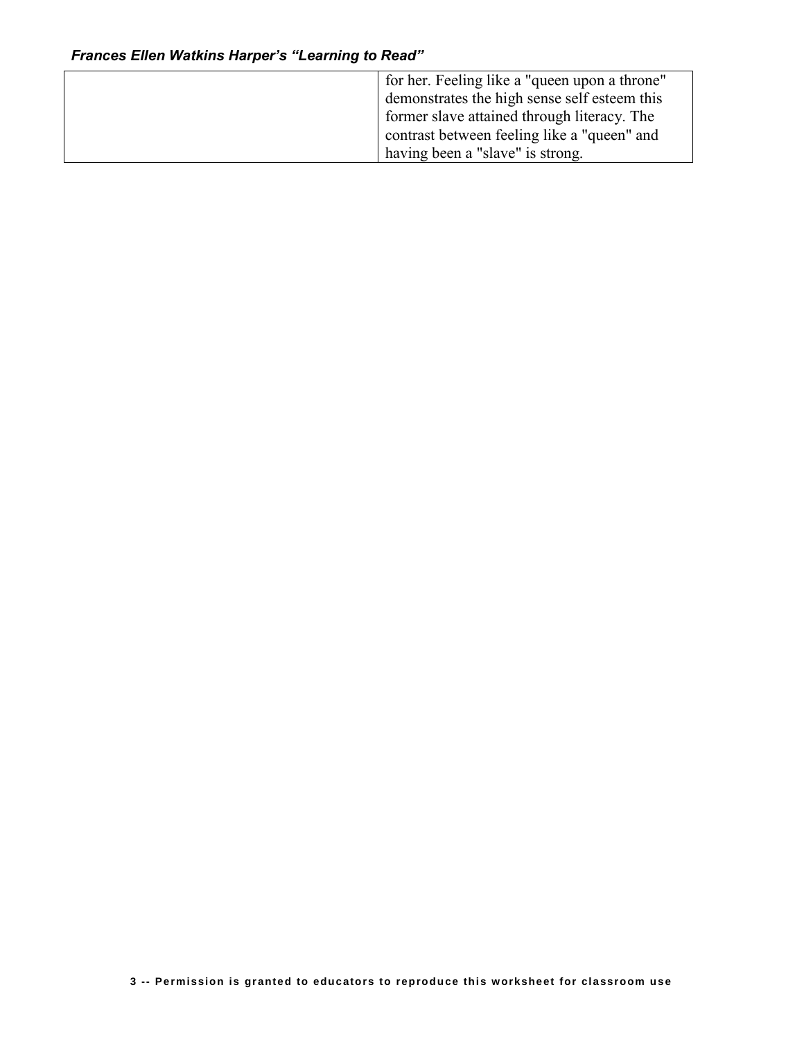| | |
|---|---|
| | for her. Feeling like a "queen upon a throne" demonstrates the high sense self esteem this former slave attained through literacy. The contrast between feeling like a "queen" and having been a "slave" is strong. |